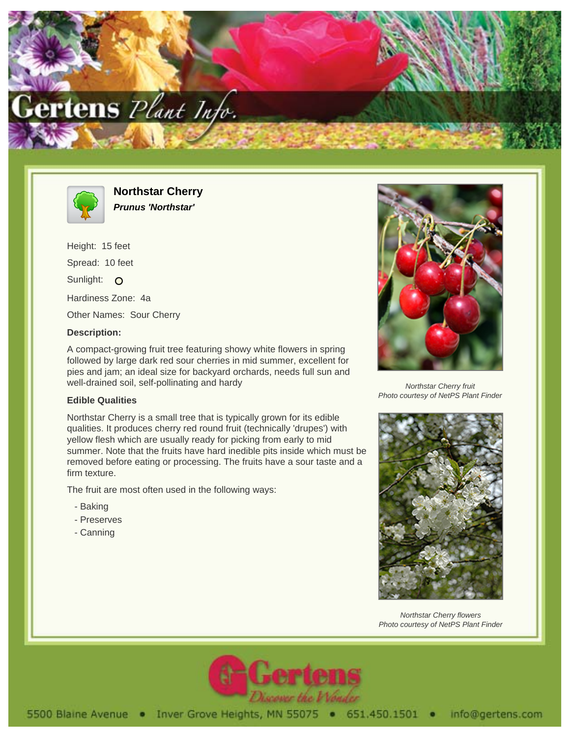# Northstar Cherry

***Prunus 'Northstar'***

Height: 15 feet

Spread: 10 feet

Sunlight: O

Hardiness Zone: 4a

Other Names: Sour Cherry

**Description:**

A compact-growing fruit tree featuring showy white flowers in spring followed by large dark red sour cherries in mid summer, excellent for pies and jam; an ideal size for backyard orchards, needs full sun and well-drained soil, self-pollinating and hardy

**Edible Qualities**

Northstar Cherry is a small tree that is typically grown for its edible qualities. It produces cherry red round fruit (technically 'drupes') with yellow flesh which are usually ready for picking from early to mid summer. Note that the fruits have hard inedible pits inside which must be removed before eating or processing. The fruits have a sour taste and a firm texture.

The fruit are most often used in the following ways:

- Baking
- Preserves
- Canning

*Northstar Cherry fruit*
*Photo courtesy of NetPS Plant Finder*

*Northstar Cherry flowers*
*Photo courtesy of NetPS Plant Finder*

5500 Blaine Avenue • Inver Grove Heights, MN 55075 • 651.450.1501 • info@gertens.com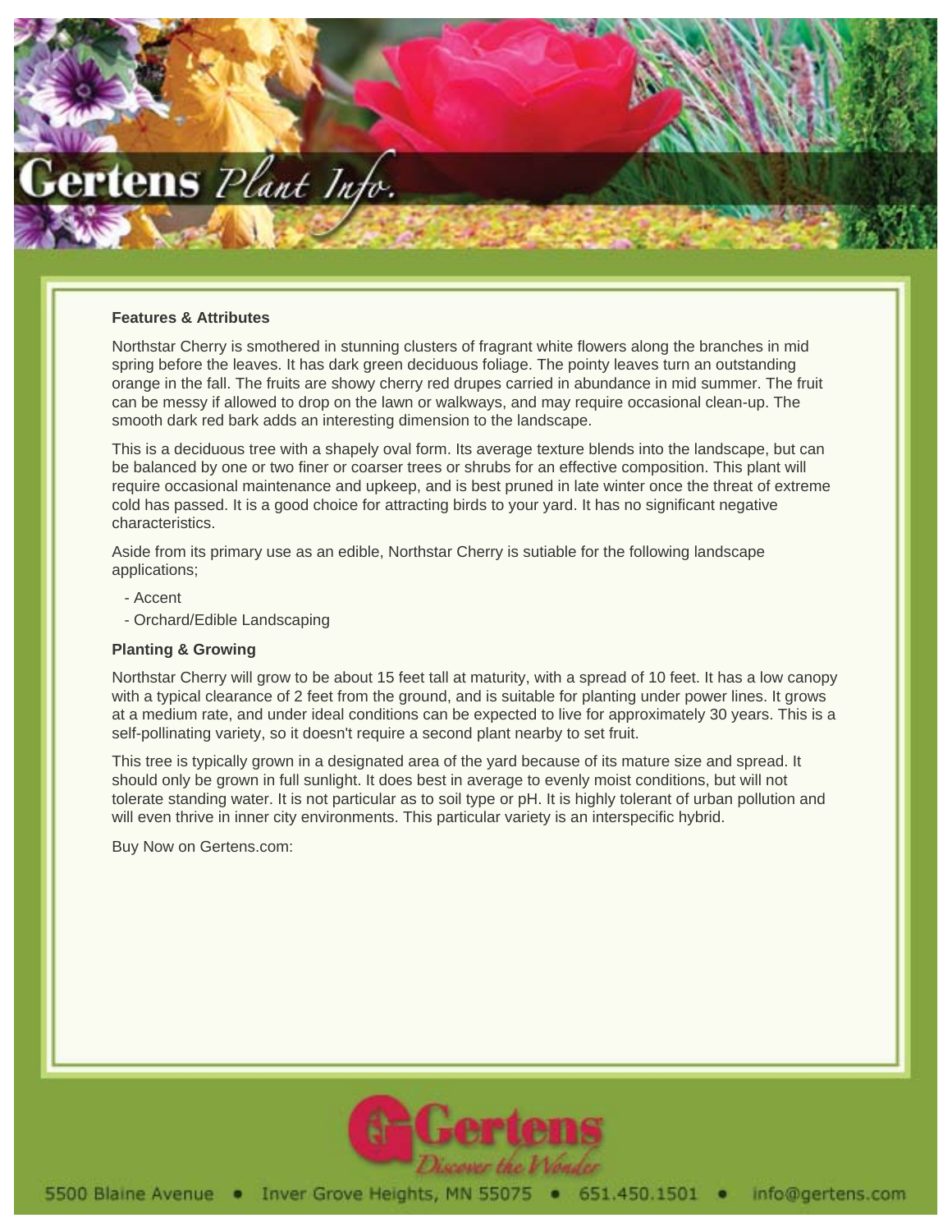**Features & Attributes**

Northstar Cherry is smothered in stunning clusters of fragrant white flowers along the branches in mid spring before the leaves. It has dark green deciduous foliage. The pointy leaves turn an outstanding orange in the fall. The fruits are showy cherry red drupes carried in abundance in mid summer. The fruit can be messy if allowed to drop on the lawn or walkways, and may require occasional clean-up. The smooth dark red bark adds an interesting dimension to the landscape.

This is a deciduous tree with a shapely oval form. Its average texture blends into the landscape, but can be balanced by one or two finer or coarser trees or shrubs for an effective composition. This plant will require occasional maintenance and upkeep, and is best pruned in late winter once the threat of extreme cold has passed. It is a good choice for attracting birds to your yard. It has no significant negative characteristics.

Aside from its primary use as an edible, Northstar Cherry is sutiable for the following landscape applications;

- Accent
- Orchard/Edible Landscaping

**Planting & Growing**

Northstar Cherry will grow to be about 15 feet tall at maturity, with a spread of 10 feet. It has a low canopy with a typical clearance of 2 feet from the ground, and is suitable for planting under power lines. It grows at a medium rate, and under ideal conditions can be expected to live for approximately 30 years. This is a self-pollinating variety, so it doesn't require a second plant nearby to set fruit.

This tree is typically grown in a designated area of the yard because of its mature size and spread. It should only be grown in full sunlight. It does best in average to evenly moist conditions, but will not tolerate standing water. It is not particular as to soil type or pH. It is highly tolerant of urban pollution and will even thrive in inner city environments. This particular variety is an interspecific hybrid.

Buy Now on Gertens.com: